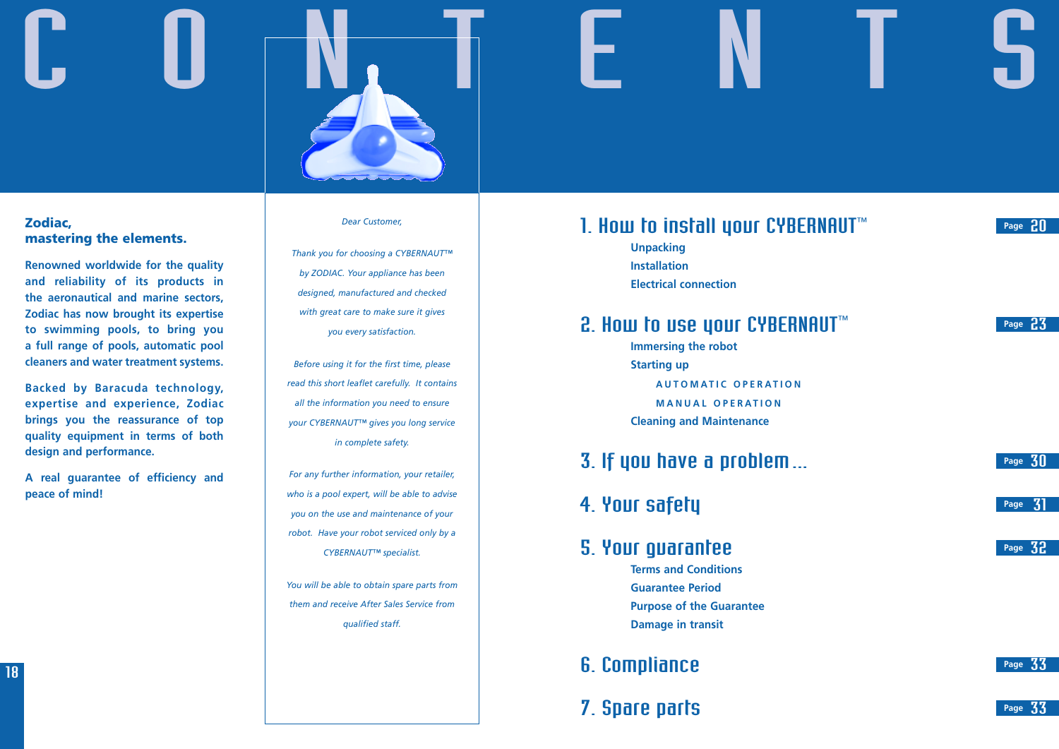# CONTENTS

## Zodiac, mastering the elements.

**Renowned worldwide for the quality and reliability of its products in the aeronautical and marine sectors, Zodiac has now brought its expertise to swimming pools, to bring you a full range of pools, automatic pool cleaners and water treatment systems.**

**Backed by Baracuda technology, expertise and experience, Zodiac brings you the reassurance of top quality equipment in terms of both design and performance.**

**A real guarantee of efficiency and peace of mind!**

*Dear Customer,*

*Thank you for choosing a CYBERNAUT™ by ZODIAC. Your appliance has been designed, manufactured and checked with great care to make sure it gives you every satisfaction.*

*Before using it for the first time, please read this short leaflet carefully. It contains all the information you need to ensure your CYBERNAUT™ gives you long service in complete safety.*

*For any further information, your retailer, who is a pool expert, will be able to advise you on the use and maintenance of your robot. Have your robot serviced only by a CYBERNAUT™ specialist.*

*You will be able to obtain spare parts from them and receive After Sales Service from qualified staff.*

## 1. How to install your CYBERNAUT™ — Page 20

- Unpacking
- Installation
- Electrical connection

## 2. How to use your CYBERNAUT™ — Page 23

- Immersing the robot
- Starting up
  - AUTOMATIC OPERATION
  - MANUAL OPERATION
- Cleaning and Maintenance

## 3. If you have a problem... — Page 30

## 4. Your safety — Page 31

## 5. Your guarantee — Page 32

- Terms and Conditions
- Guarantee Period
- Purpose of the Guarantee
- Damage in transit

## 6. Compliance — Page 33

## 7. Spare parts — Page 33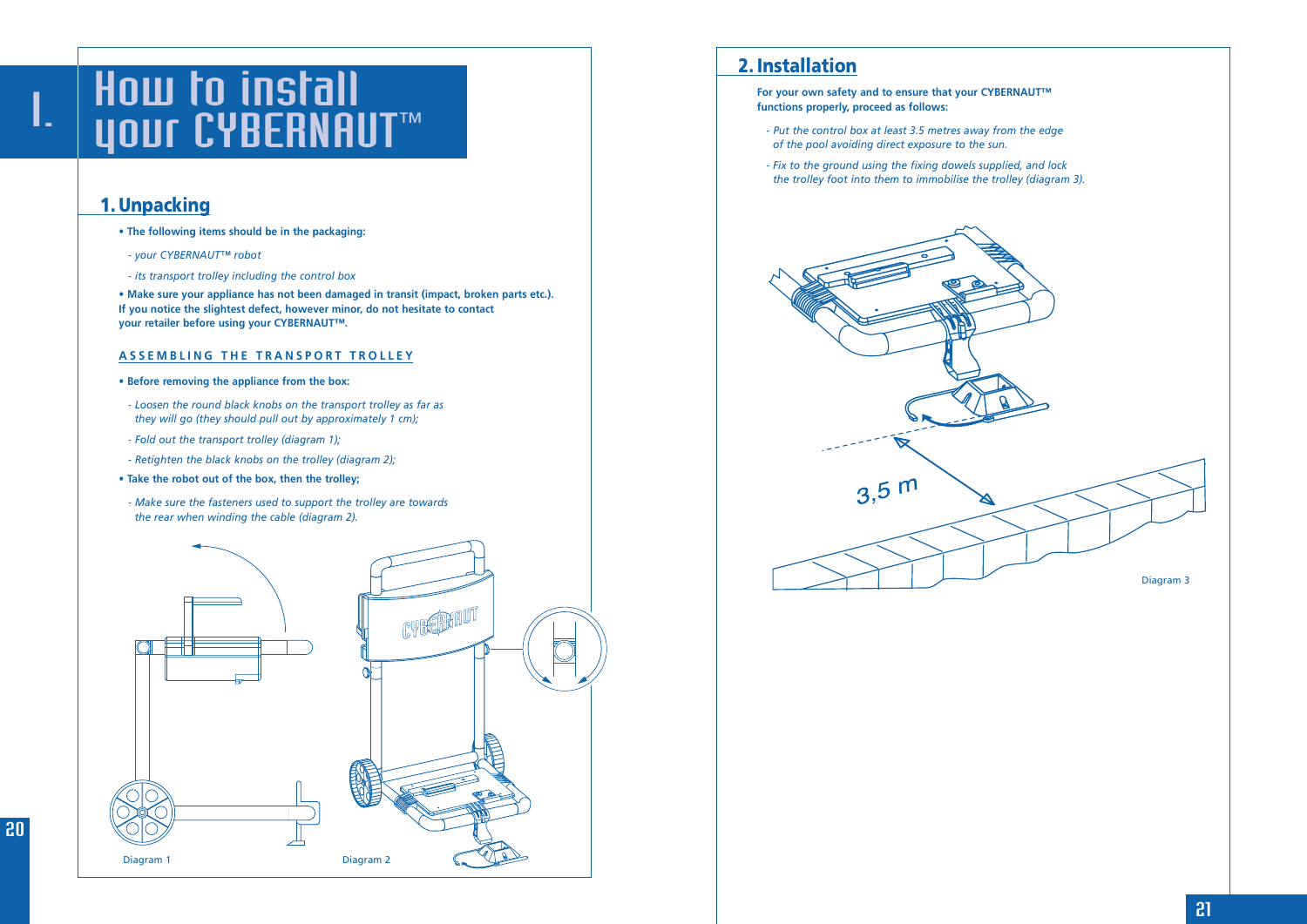# I. How to install your CYBERNAUT™

## 1. Unpacking

- **The following items should be in the packaging:**
  - *your CYBERNAUT™ robot*
  - *its transport trolley including the control box*
- **Make sure your appliance has not been damaged in transit (impact, broken parts etc.). If you notice the slightest defect, however minor, do not hesitate to contact your retailer before using your CYBERNAUT™.**

### ASSEMBLING THE TRANSPORT TROLLEY

- **Before removing the appliance from the box:**
  - *Loosen the round black knobs on the transport trolley as far as they will go (they should pull out by approximately 1 cm);*
  - *Fold out the transport trolley (diagram 1);*
  - *Retighten the black knobs on the trolley (diagram 2);*
- **Take the robot out of the box, then the trolley;**
  - *Make sure the fasteners used to support the trolley are towards the rear when winding the cable (diagram 2).*

Diagram 1

Diagram 2

## 2. Installation

**For your own safety and to ensure that your CYBERNAUT™ functions properly, proceed as follows:**

- *Put the control box at least 3.5 metres away from the edge of the pool avoiding direct exposure to the sun.*
- *Fix to the ground using the fixing dowels supplied, and lock the trolley foot into them to immobilise the trolley (diagram 3).*

3,5 m

Diagram 3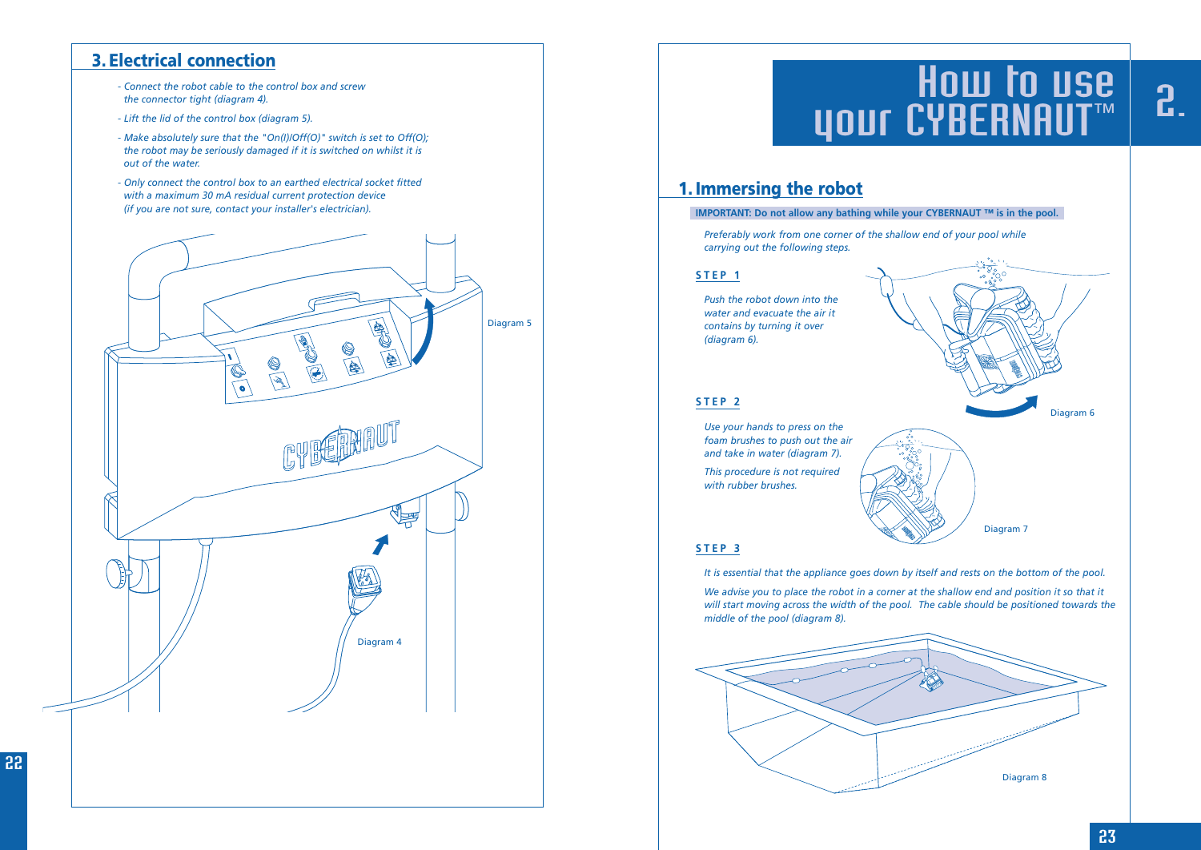## 3. Electrical connection

- Connect the robot cable to the control box and screw the connector tight (diagram 4).
- Lift the lid of the control box (diagram 5).
- Make absolutely sure that the "On(I)/Off(O)" switch is set to Off(O); the robot may be seriously damaged if it is switched on whilst it is out of the water.
- Only connect the control box to an earthed electrical socket fitted with a maximum 30 mA residual current protection device (if you are not sure, contact your installer's electrician).

Diagram 5

Diagram 4

# How to use your CYBERNAUT™

2.

## 1. Immersing the robot

**IMPORTANT: Do not allow any bathing while your CYBERNAUT ™ is in the pool.**

*Preferably work from one corner of the shallow end of your pool while carrying out the following steps.*

**STEP 1**

*Push the robot down into the water and evacuate the air it contains by turning it over (diagram 6).*

Diagram 6

**STEP 2**

*Use your hands to press on the foam brushes to push out the air and take in water (diagram 7).*

*This procedure is not required with rubber brushes.*

Diagram 7

**STEP 3**

*It is essential that the appliance goes down by itself and rests on the bottom of the pool.*

*We advise you to place the robot in a corner at the shallow end and position it so that it will start moving across the width of the pool. The cable should be positioned towards the middle of the pool (diagram 8).*

Diagram 8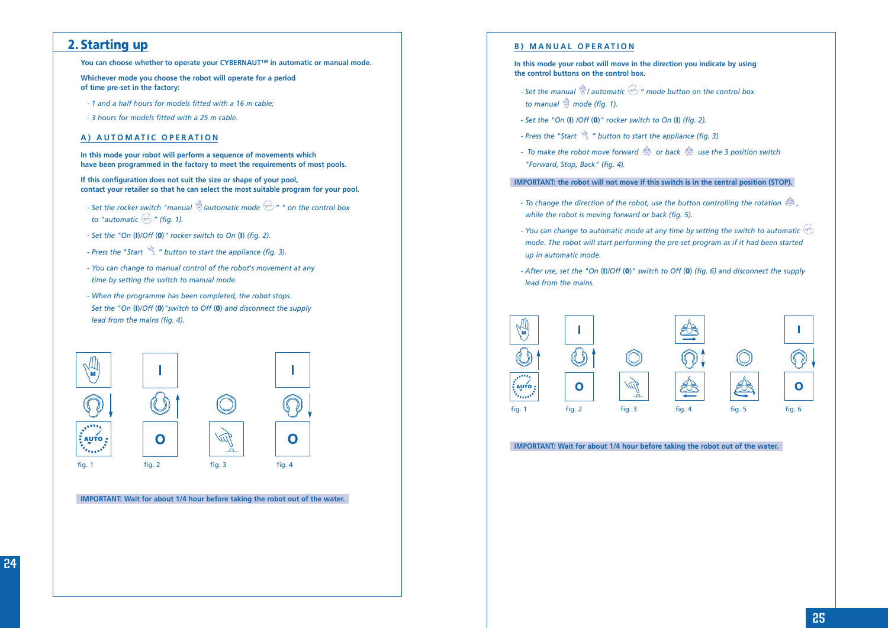## 2. Starting up

**You can choose whether to operate your CYBERNAUT™ in automatic or manual mode.**

**Whichever mode you choose the robot will operate for a period of time pre-set in the factory:**

- *1 and a half hours for models fitted with a 16 m cable;*
- *3 hours for models fitted with a 25 m cable.*

### A) AUTOMATIC OPERATION

**In this mode your robot will perform a sequence of movements which have been programmed in the factory to meet the requirements of most pools.**

**If this configuration does not suit the size or shape of your pool, contact your retailer so that he can select the most suitable program for your pool.**

- *Set the rocker switch "manual /automatic mode " on the control box to "automatic " (fig. 1).*
- *Set the "On (**I**)/Off (**0**)" rocker switch to On (**I**) (fig. 2).*
- *Press the "Start " button to start the appliance (fig. 3).*
- *You can change to manual control of the robot's movement at any time by setting the switch to manual mode.*
- *When the programme has been completed, the robot stops. Set the "On (**I**)/Off (**0**)"switch to Off (**0**) and disconnect the supply lead from the mains (fig. 4).*

fig. 1 fig. 2 fig. 3 fig. 4

**IMPORTANT: Wait for about 1/4 hour before taking the robot out of the water.**

### B) MANUAL OPERATION

**In this mode your robot will move in the direction you indicate by using the control buttons on the control box.**

- *Set the manual / automatic " mode button on the control box to manual mode (fig. 1).*
- *Set the "On (**I**) /Off (**0**)" rocker switch to On (**I**) (fig. 2).*
- *Press the "Start " button to start the appliance (fig. 3).*
- *To make the robot move forward or back use the 3 position switch "Forward, Stop, Back" (fig. 4).*

**IMPORTANT: the robot will not move if this switch is in the central position (STOP).**

- *To change the direction of the robot, use the button controlling the rotation , while the robot is moving forward or back (fig. 5).*
- *You can change to automatic mode at any time by setting the switch to automatic mode. The robot will start performing the pre-set program as if it had been started up in automatic mode.*
- *After use, set the "On (**I**)/Off (**0**)" switch to Off (**0**) (fig. 6) and disconnect the supply lead from the mains.*

fig. 1 fig. 2 fig. 3 fig. 4 fig. 5 fig. 6

**IMPORTANT: Wait for about 1/4 hour before taking the robot out of the water.**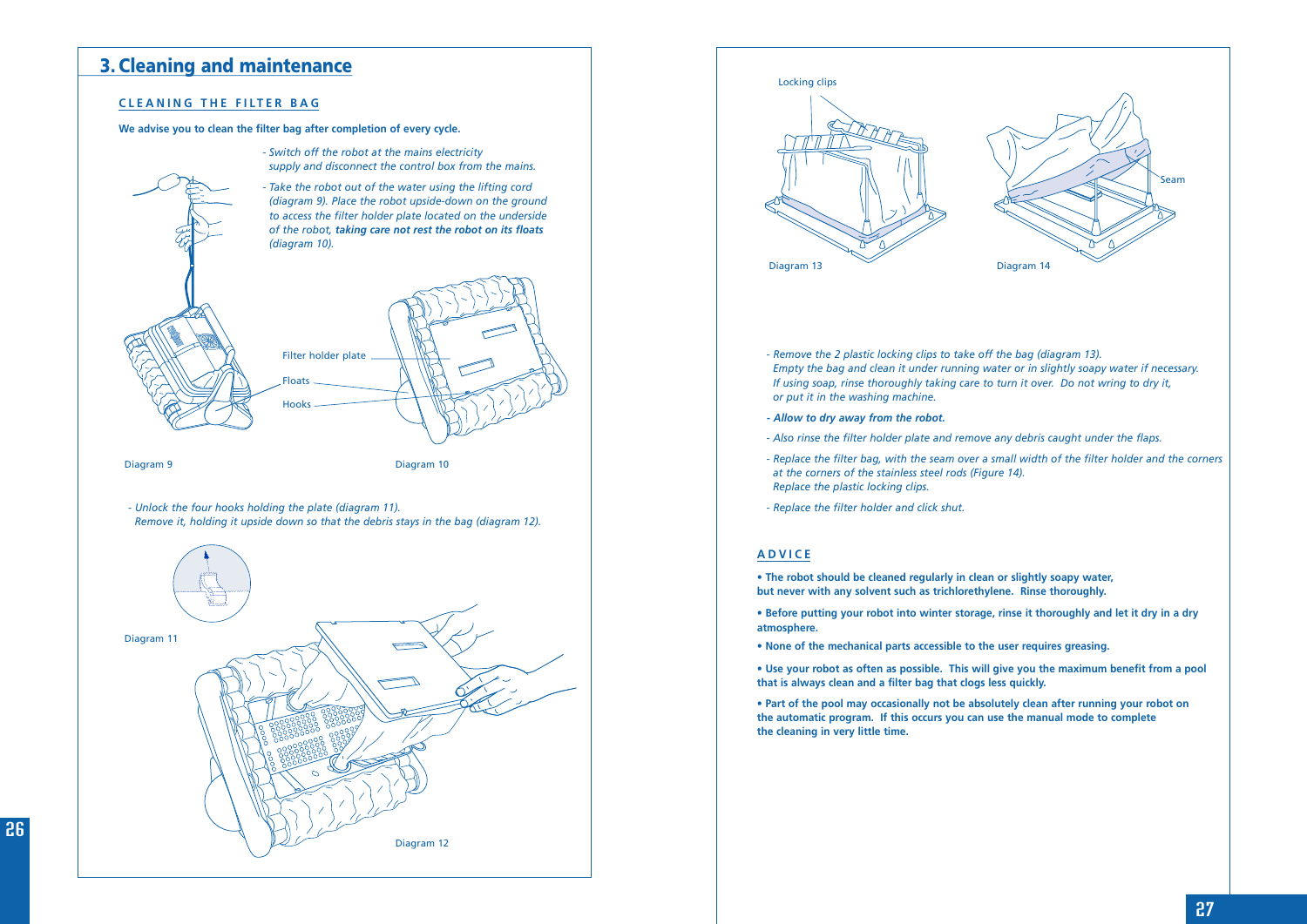## 3. Cleaning and maintenance

### CLEANING THE FILTER BAG

**We advise you to clean the filter bag after completion of every cycle.**

- *Switch off the robot at the mains electricity supply and disconnect the control box from the mains.*
- *Take the robot out of the water using the lifting cord (diagram 9). Place the robot upside-down on the ground to access the filter holder plate located on the underside of the robot,* ***taking care not rest the robot on its floats*** *(diagram 10).*

Filter holder plate

Floats

Hooks

Diagram 9

Diagram 10

- *Unlock the four hooks holding the plate (diagram 11). Remove it, holding it upside down so that the debris stays in the bag (diagram 12).*

Diagram 11

Diagram 12

Locking clips

Seam

Diagram 13

Diagram 14

- *Remove the 2 plastic locking clips to take off the bag (diagram 13). Empty the bag and clean it under running water or in slightly soapy water if necessary. If using soap, rinse thoroughly taking care to turn it over. Do not wring to dry it, or put it in the washing machine.*
- ***Allow to dry away from the robot.***
- *Also rinse the filter holder plate and remove any debris caught under the flaps.*
- *Replace the filter bag, with the seam over a small width of the filter holder and the corners at the corners of the stainless steel rods (Figure 14). Replace the plastic locking clips.*
- *Replace the filter holder and click shut.*

### ADVICE

- **The robot should be cleaned regularly in clean or slightly soapy water, but never with any solvent such as trichlorethylene. Rinse thoroughly.**
- **Before putting your robot into winter storage, rinse it thoroughly and let it dry in a dry atmosphere.**
- **None of the mechanical parts accessible to the user requires greasing.**
- **Use your robot as often as possible. This will give you the maximum benefit from a pool that is always clean and a filter bag that clogs less quickly.**
- **Part of the pool may occasionally not be absolutely clean after running your robot on the automatic program. If this occurs you can use the manual mode to complete the cleaning in very little time.**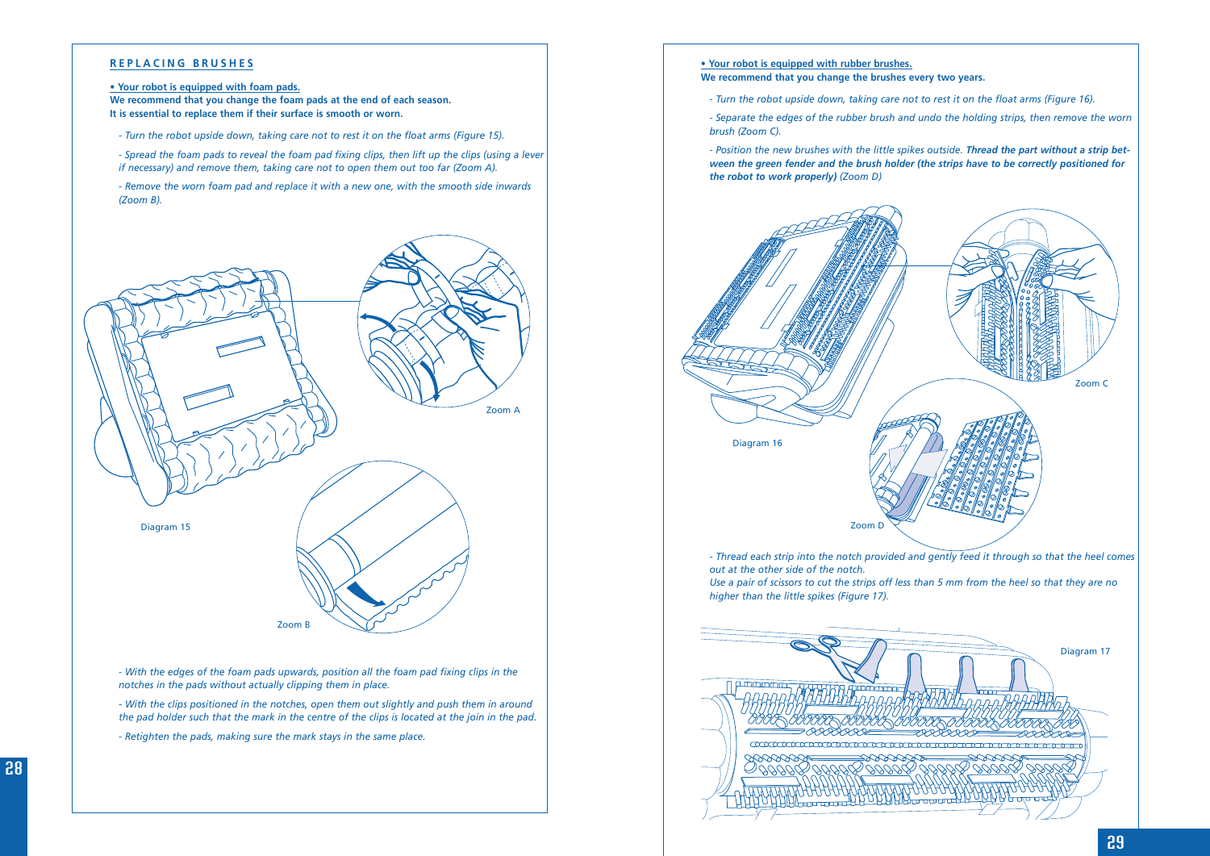## REPLACING BRUSHES

**• Your robot is equipped with foam pads.**
**We recommend that you change the foam pads at the end of each season.**
**It is essential to replace them if their surface is smooth or worn.**

*- Turn the robot upside down, taking care not to rest it on the float arms (Figure 15).*

*- Spread the foam pads to reveal the foam pad fixing clips, then lift up the clips (using a lever if necessary) and remove them, taking care not to open them out too far (Zoom A).*

*- Remove the worn foam pad and replace it with a new one, with the smooth side inwards (Zoom B).*

Zoom A

Diagram 15

Zoom B

*- With the edges of the foam pads upwards, position all the foam pad fixing clips in the notches in the pads without actually clipping them in place.*

*- With the clips positioned in the notches, open them out slightly and push them in around the pad holder such that the mark in the centre of the clips is located at the join in the pad.*

*- Retighten the pads, making sure the mark stays in the same place.*

**• Your robot is equipped with rubber brushes.**
**We recommend that you change the brushes every two years.**

*- Turn the robot upside down, taking care not to rest it on the float arms (Figure 16).*

*- Separate the edges of the rubber brush and undo the holding strips, then remove the worn brush (Zoom C).*

*- Position the new brushes with the little spikes outside.* ***Thread the part without a strip between the green fender and the brush holder (the strips have to be correctly positioned for the robot to work properly)*** *(Zoom D)*

Zoom C

Diagram 16

Zoom D

*- Thread each strip into the notch provided and gently feed it through so that the heel comes out at the other side of the notch.*
*Use a pair of scissors to cut the strips off less than 5 mm from the heel so that they are no higher than the little spikes (Figure 17).*

Diagram 17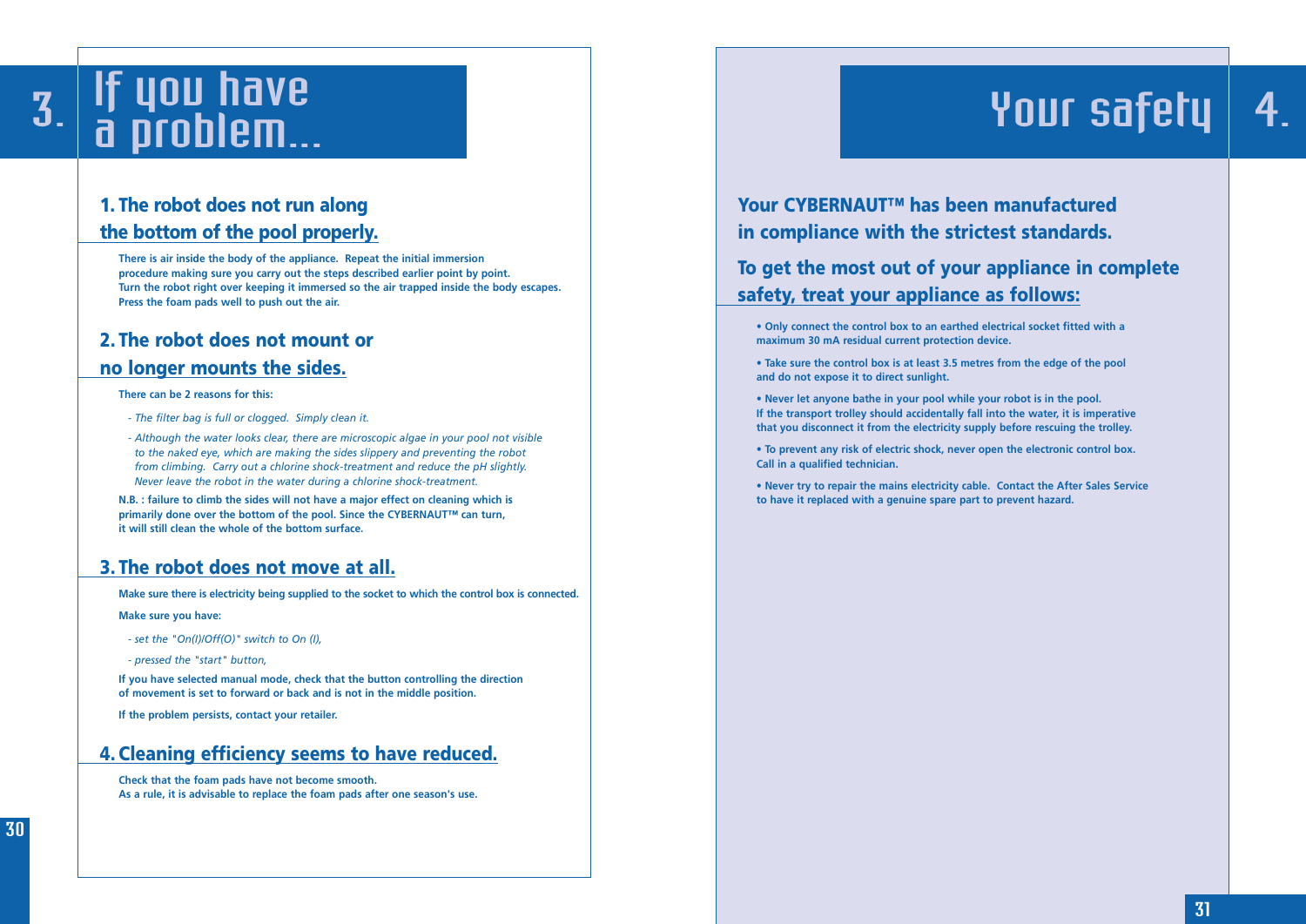# 3. If you have a problem...

## 1. The robot does not run along the bottom of the pool properly.

**There is air inside the body of the appliance. Repeat the initial immersion procedure making sure you carry out the steps described earlier point by point. Turn the robot right over keeping it immersed so the air trapped inside the body escapes. Press the foam pads well to push out the air.**

## 2. The robot does not mount or no longer mounts the sides.

**There can be 2 reasons for this:**

- *The filter bag is full or clogged. Simply clean it.*
- *Although the water looks clear, there are microscopic algae in your pool not visible to the naked eye, which are making the sides slippery and preventing the robot from climbing. Carry out a chlorine shock-treatment and reduce the pH slightly. Never leave the robot in the water during a chlorine shock-treatment.*

**N.B. : failure to climb the sides will not have a major effect on cleaning which is primarily done over the bottom of the pool. Since the CYBERNAUT™ can turn, it will still clean the whole of the bottom surface.**

## 3. The robot does not move at all.

**Make sure there is electricity being supplied to the socket to which the control box is connected.**

**Make sure you have:**

- *set the "On(I)/Off(O)" switch to On (I),*
- *pressed the "start" button,*

**If you have selected manual mode, check that the button controlling the direction of movement is set to forward or back and is not in the middle position.**

**If the problem persists, contact your retailer.**

## 4. Cleaning efficiency seems to have reduced.

**Check that the foam pads have not become smooth. As a rule, it is advisable to replace the foam pads after one season's use.**

# Your safety 4.

## Your CYBERNAUT™ has been manufactured in compliance with the strictest standards.

## To get the most out of your appliance in complete safety, treat your appliance as follows:

- **Only connect the control box to an earthed electrical socket fitted with a maximum 30 mA residual current protection device.**
- **Take sure the control box is at least 3.5 metres from the edge of the pool and do not expose it to direct sunlight.**
- **Never let anyone bathe in your pool while your robot is in the pool. If the transport trolley should accidentally fall into the water, it is imperative that you disconnect it from the electricity supply before rescuing the trolley.**
- **To prevent any risk of electric shock, never open the electronic control box. Call in a qualified technician.**
- **Never try to repair the mains electricity cable. Contact the After Sales Service to have it replaced with a genuine spare part to prevent hazard.**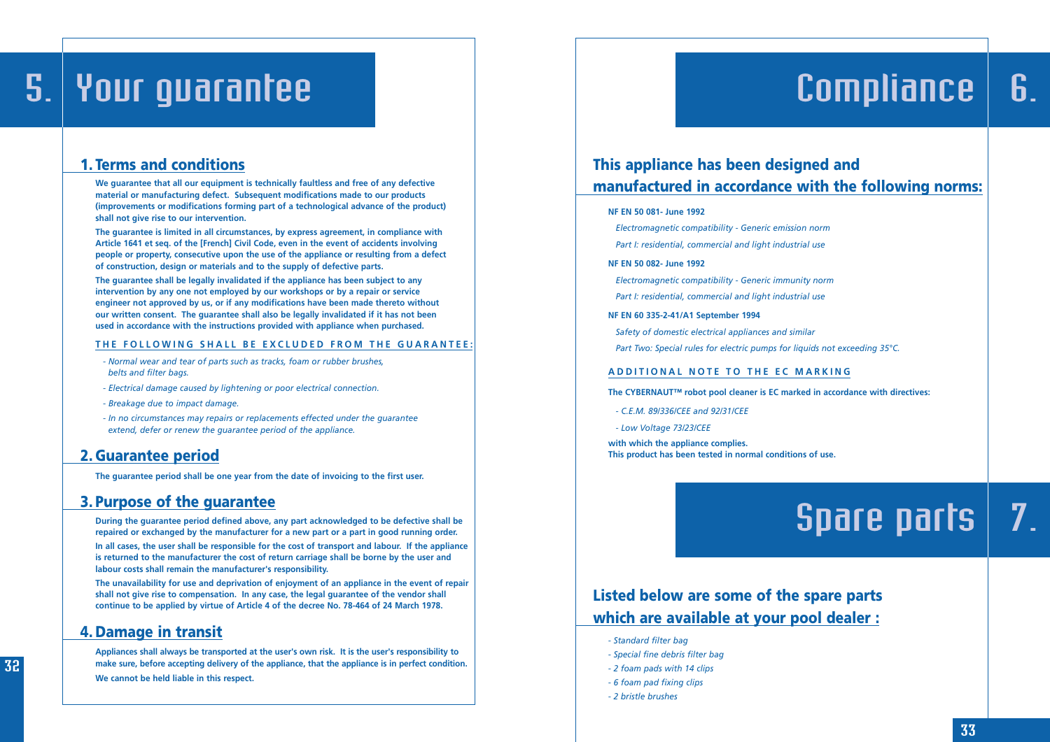# 5. Your guarantee

## 1. Terms and conditions

**We guarantee that all our equipment is technically faultless and free of any defective material or manufacturing defect. Subsequent modifications made to our products (improvements or modifications forming part of a technological advance of the product) shall not give rise to our intervention.**

**The guarantee is limited in all circumstances, by express agreement, in compliance with Article 1641 et seq. of the [French] Civil Code, even in the event of accidents involving people or property, consecutive upon the use of the appliance or resulting from a defect of construction, design or materials and to the supply of defective parts.**

**The guarantee shall be legally invalidated if the appliance has been subject to any intervention by any one not employed by our workshops or by a repair or service engineer not approved by us, or if any modifications have been made thereto without our written consent. The guarantee shall also be legally invalidated if it has not been used in accordance with the instructions provided with appliance when purchased.**

**THE FOLLOWING SHALL BE EXCLUDED FROM THE GUARANTEE:**

- *Normal wear and tear of parts such as tracks, foam or rubber brushes, belts and filter bags.*
- *Electrical damage caused by lightening or poor electrical connection.*
- *Breakage due to impact damage.*
- *In no circumstances may repairs or replacements effected under the guarantee extend, defer or renew the guarantee period of the appliance.*

## 2. Guarantee period

**The guarantee period shall be one year from the date of invoicing to the first user.**

## 3. Purpose of the guarantee

**During the guarantee period defined above, any part acknowledged to be defective shall be repaired or exchanged by the manufacturer for a new part or a part in good running order.**

**In all cases, the user shall be responsible for the cost of transport and labour. If the appliance is returned to the manufacturer the cost of return carriage shall be borne by the user and labour costs shall remain the manufacturer's responsibility.**

**The unavailability for use and deprivation of enjoyment of an appliance in the event of repair shall not give rise to compensation. In any case, the legal guarantee of the vendor shall continue to be applied by virtue of Article 4 of the decree No. 78-464 of 24 March 1978.**

## 4. Damage in transit

**Appliances shall always be transported at the user's own risk. It is the user's responsibility to make sure, before accepting delivery of the appliance, that the appliance is in perfect condition.**

**We cannot be held liable in this respect.**

# 6. Compliance

## This appliance has been designed and manufactured in accordance with the following norms:

**NF EN 50 081- June 1992**

*Electromagnetic compatibility - Generic emission norm*

*Part I: residential, commercial and light industrial use*

**NF EN 50 082- June 1992**

*Electromagnetic compatibility - Generic immunity norm*

*Part I: residential, commercial and light industrial use*

**NF EN 60 335-2-41/A1 September 1994**

*Safety of domestic electrical appliances and similar*

*Part Two: Special rules for electric pumps for liquids not exceeding 35°C.*

**ADDITIONAL NOTE TO THE EC MARKING**

**The CYBERNAUT™ robot pool cleaner is EC marked in accordance with directives:**

- *C.E.M. 89/336/CEE and 92/31/CEE*
- *Low Voltage 73/23/CEE*

**with which the appliance complies.**
**This product has been tested in normal conditions of use.**

# 7. Spare parts

## Listed below are some of the spare parts which are available at your pool dealer :

- *Standard filter bag*
- *Special fine debris filter bag*
- *2 foam pads with 14 clips*
- *6 foam pad fixing clips*
- *2 bristle brushes*